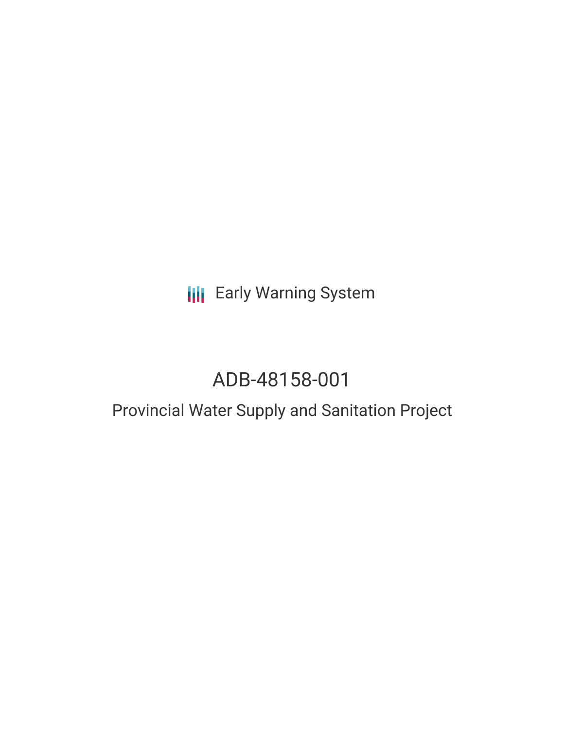Early Warning System

# ADB-48158-001

## Provincial Water Supply and Sanitation Project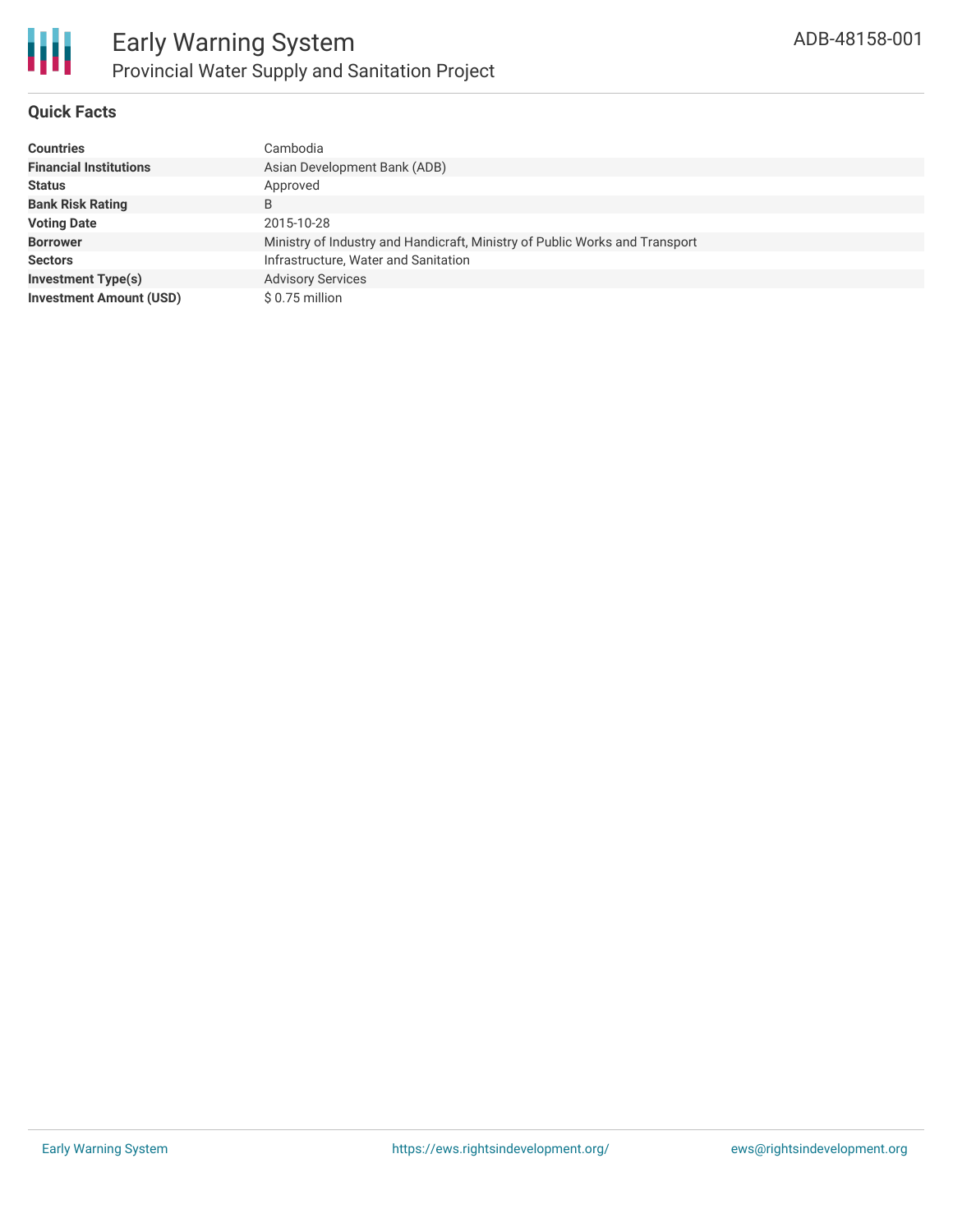# Early Warning System

## Provincial Water Supply and Sanitation Project

ADB-48158-001

### Quick Facts

| | |
|---|---|
| **Countries** | Cambodia |
| **Financial Institutions** | Asian Development Bank (ADB) |
| **Status** | Approved |
| **Bank Risk Rating** | B |
| **Voting Date** | 2015-10-28 |
| **Borrower** | Ministry of Industry and Handicraft, Ministry of Public Works and Transport |
| **Sectors** | Infrastructure, Water and Sanitation |
| **Investment Type(s)** | Advisory Services |
| **Investment Amount (USD)** | $ 0.75 million |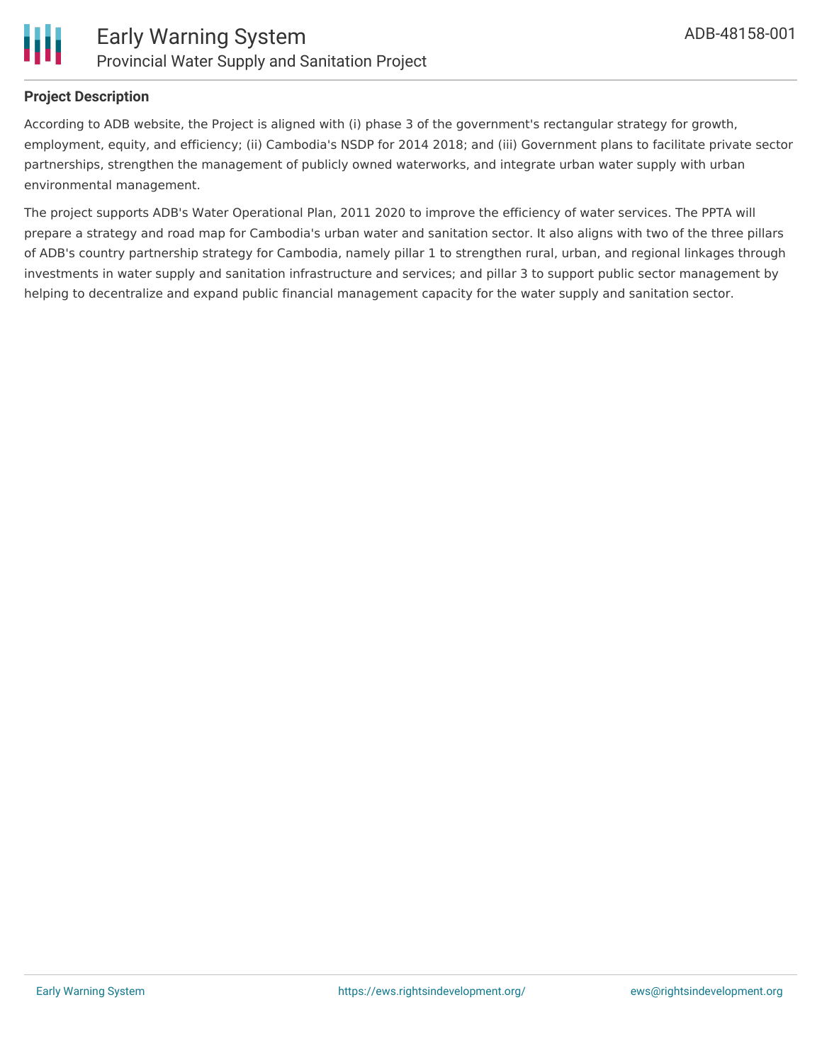**Project Description**

According to ADB website, the Project is aligned with (i) phase 3 of the government's rectangular strategy for growth, employment, equity, and efficiency; (ii) Cambodia's NSDP for 2014 2018; and (iii) Government plans to facilitate private sector partnerships, strengthen the management of publicly owned waterworks, and integrate urban water supply with urban environmental management.

The project supports ADB's Water Operational Plan, 2011 2020 to improve the efficiency of water services. The PPTA will prepare a strategy and road map for Cambodia's urban water and sanitation sector. It also aligns with two of the three pillars of ADB's country partnership strategy for Cambodia, namely pillar 1 to strengthen rural, urban, and regional linkages through investments in water supply and sanitation infrastructure and services; and pillar 3 to support public sector management by helping to decentralize and expand public financial management capacity for the water supply and sanitation sector.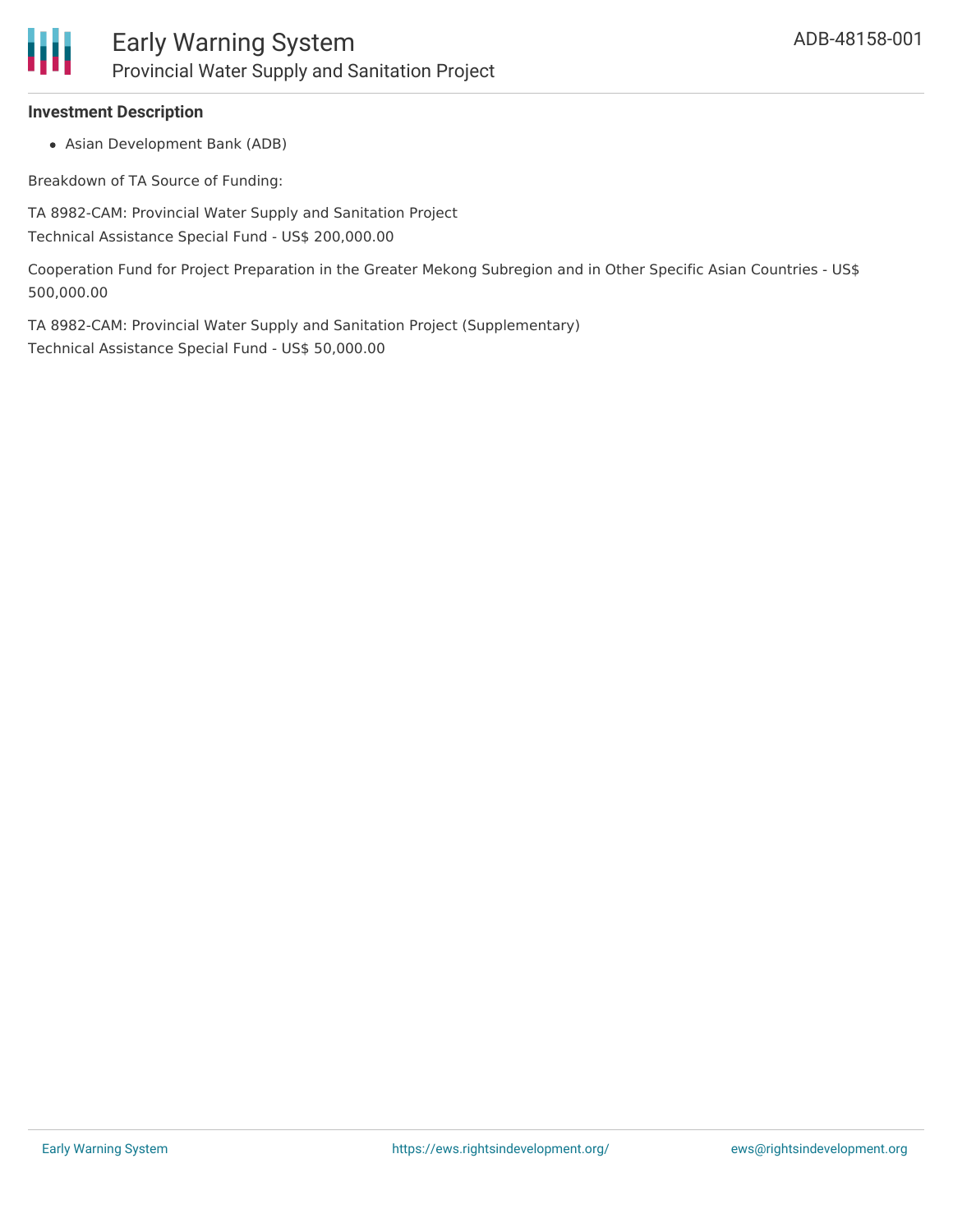**Investment Description**

- Asian Development Bank (ADB)

Breakdown of TA Source of Funding:

TA 8982-CAM: Provincial Water Supply and Sanitation Project
Technical Assistance Special Fund - US$ 200,000.00

Cooperation Fund for Project Preparation in the Greater Mekong Subregion and in Other Specific Asian Countries - US$ 500,000.00

TA 8982-CAM: Provincial Water Supply and Sanitation Project (Supplementary)
Technical Assistance Special Fund - US$ 50,000.00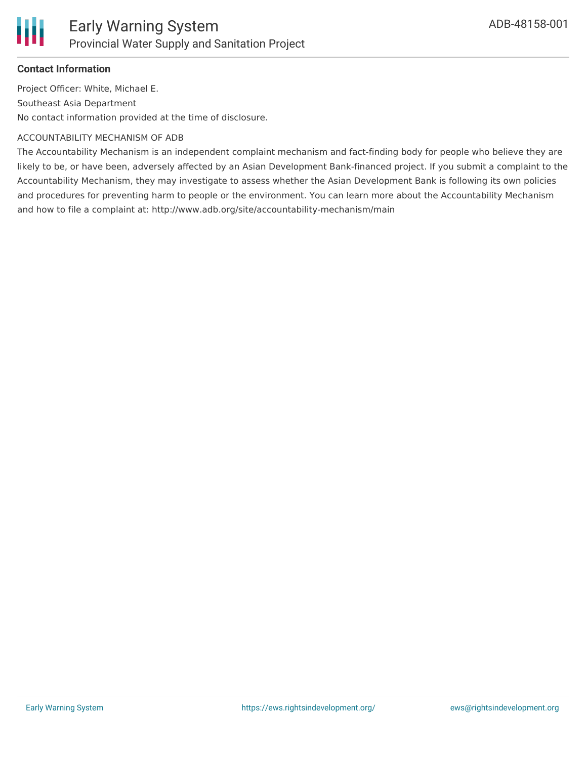**Contact Information**

Project Officer: White, Michael E.

Southeast Asia Department

No contact information provided at the time of disclosure.

ACCOUNTABILITY MECHANISM OF ADB

The Accountability Mechanism is an independent complaint mechanism and fact-finding body for people who believe they are likely to be, or have been, adversely affected by an Asian Development Bank-financed project. If you submit a complaint to the Accountability Mechanism, they may investigate to assess whether the Asian Development Bank is following its own policies and procedures for preventing harm to people or the environment. You can learn more about the Accountability Mechanism and how to file a complaint at: http://www.adb.org/site/accountability-mechanism/main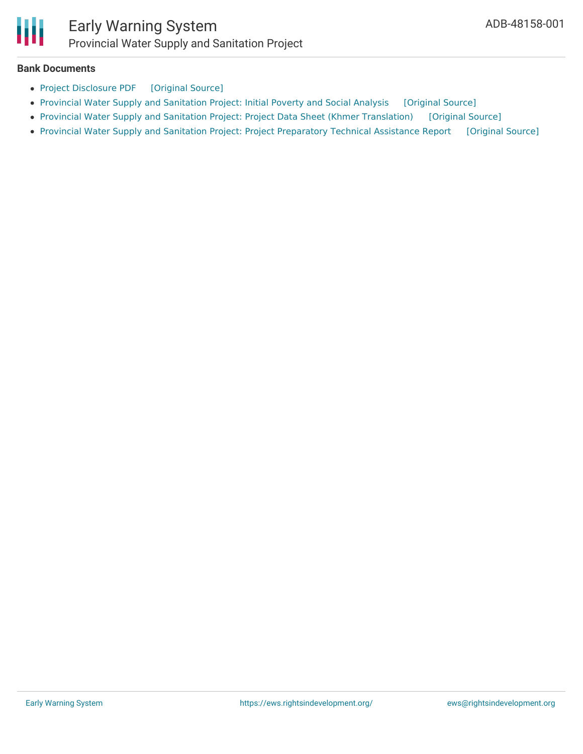## Bank Documents

- Project Disclosure PDF [Original Source]
- Provincial Water Supply and Sanitation Project: Initial Poverty and Social Analysis [Original Source]
- Provincial Water Supply and Sanitation Project: Project Data Sheet (Khmer Translation) [Original Source]
- Provincial Water Supply and Sanitation Project: Project Preparatory Technical Assistance Report [Original Source]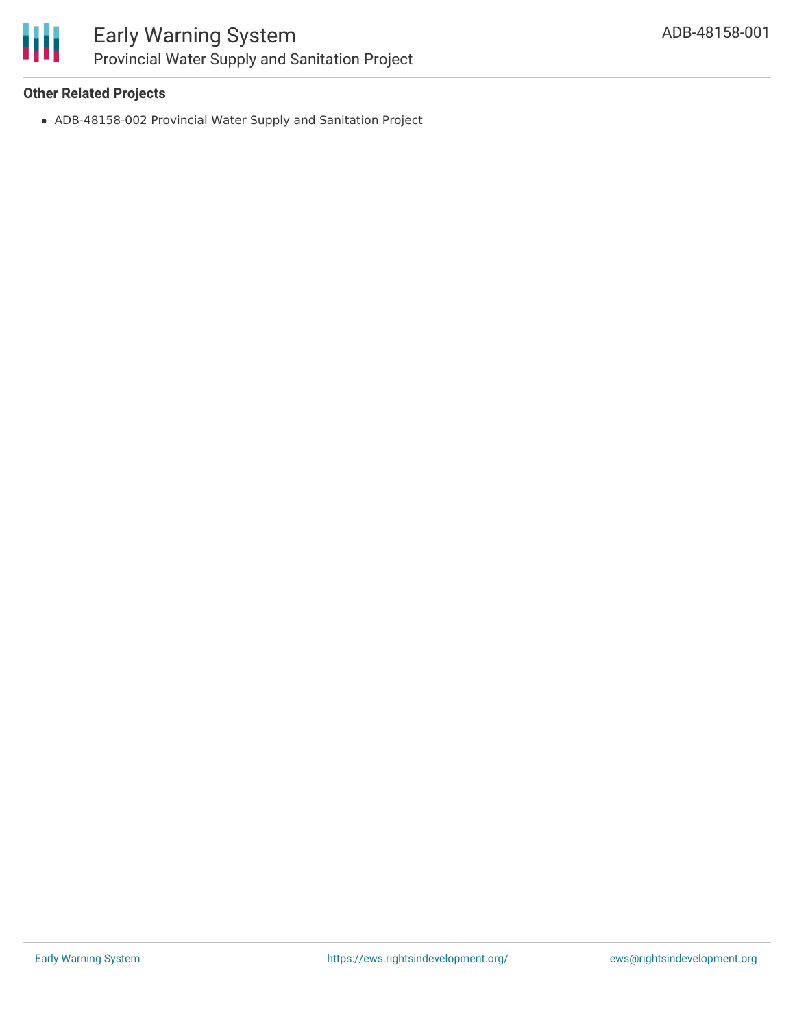**Other Related Projects**

- ADB-48158-002 Provincial Water Supply and Sanitation Project